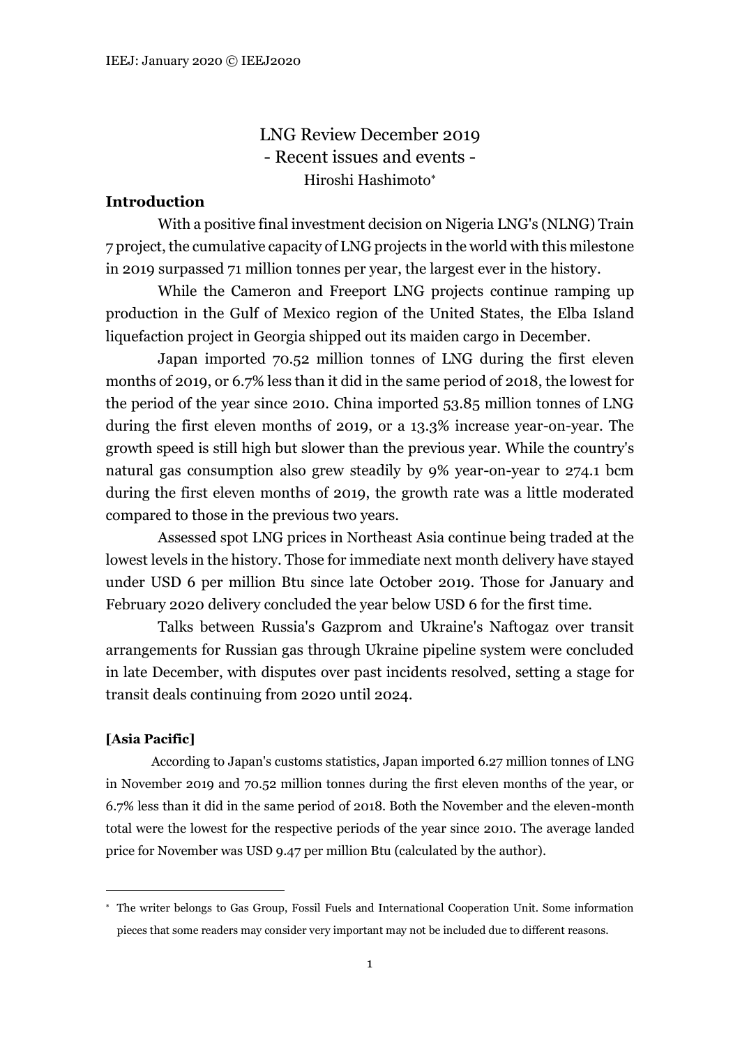# LNG Review December 2019
## - Recent issues and events -

Hiroshi Hashimoto[*]

### Introduction

With a positive final investment decision on Nigeria LNG's (NLNG) Train 7 project, the cumulative capacity of LNG projects in the world with this milestone in 2019 surpassed 71 million tonnes per year, the largest ever in the history.

While the Cameron and Freeport LNG projects continue ramping up production in the Gulf of Mexico region of the United States, the Elba Island liquefaction project in Georgia shipped out its maiden cargo in December.

Japan imported 70.52 million tonnes of LNG during the first eleven months of 2019, or 6.7% less than it did in the same period of 2018, the lowest for the period of the year since 2010. China imported 53.85 million tonnes of LNG during the first eleven months of 2019, or a 13.3% increase year-on-year. The growth speed is still high but slower than the previous year. While the country's natural gas consumption also grew steadily by 9% year-on-year to 274.1 bcm during the first eleven months of 2019, the growth rate was a little moderated compared to those in the previous two years.

Assessed spot LNG prices in Northeast Asia continue being traded at the lowest levels in the history. Those for immediate next month delivery have stayed under USD 6 per million Btu since late October 2019. Those for January and February 2020 delivery concluded the year below USD 6 for the first time.

Talks between Russia's Gazprom and Ukraine's Naftogaz over transit arrangements for Russian gas through Ukraine pipeline system were concluded in late December, with disputes over past incidents resolved, setting a stage for transit deals continuing from 2020 until 2024.

### [Asia Pacific]

According to Japan's customs statistics, Japan imported 6.27 million tonnes of LNG in November 2019 and 70.52 million tonnes during the first eleven months of the year, or 6.7% less than it did in the same period of 2018. Both the November and the eleven-month total were the lowest for the respective periods of the year since 2010. The average landed price for November was USD 9.47 per million Btu (calculated by the author).

---

[*] The writer belongs to Gas Group, Fossil Fuels and International Cooperation Unit. Some information pieces that some readers may consider very important may not be included due to different reasons.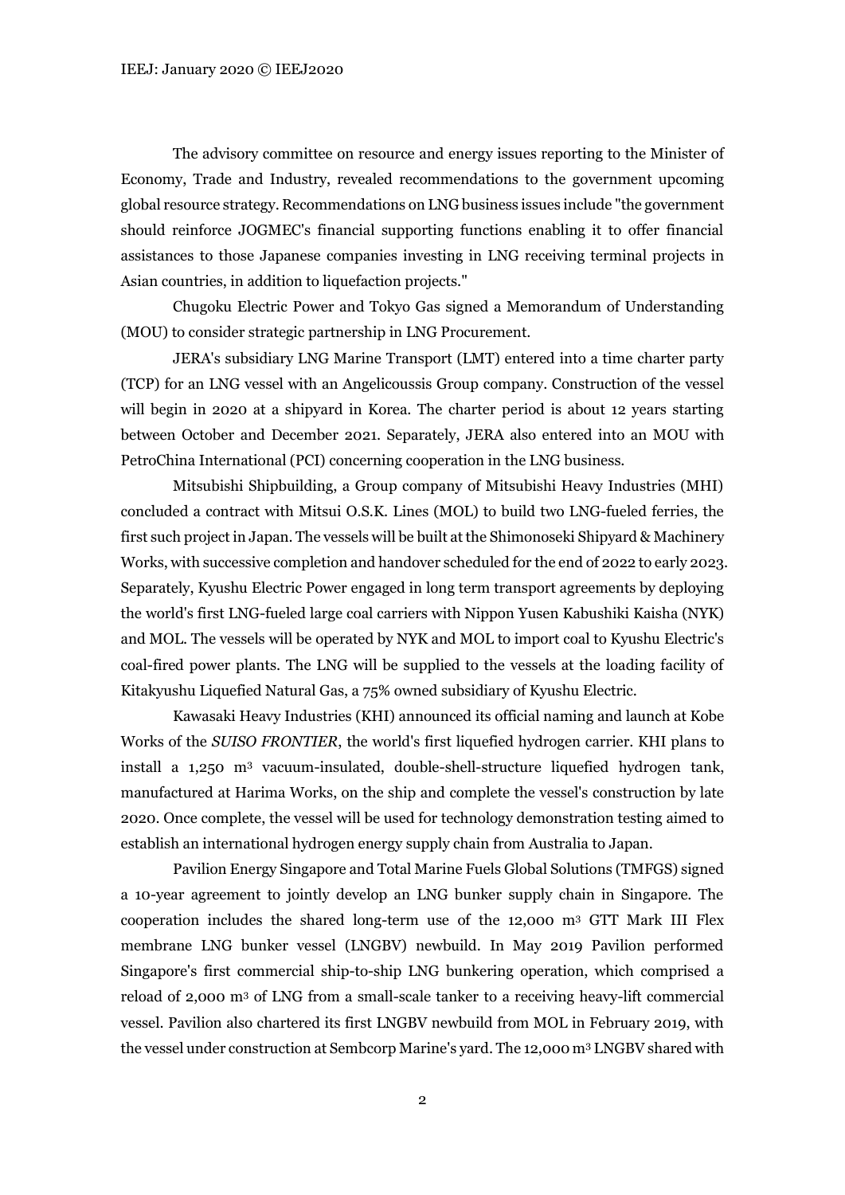The advisory committee on resource and energy issues reporting to the Minister of Economy, Trade and Industry, revealed recommendations to the government upcoming global resource strategy. Recommendations on LNG business issues include "the government should reinforce JOGMEC's financial supporting functions enabling it to offer financial assistances to those Japanese companies investing in LNG receiving terminal projects in Asian countries, in addition to liquefaction projects."

Chugoku Electric Power and Tokyo Gas signed a Memorandum of Understanding (MOU) to consider strategic partnership in LNG Procurement.

JERA's subsidiary LNG Marine Transport (LMT) entered into a time charter party (TCP) for an LNG vessel with an Angelicoussis Group company. Construction of the vessel will begin in 2020 at a shipyard in Korea. The charter period is about 12 years starting between October and December 2021. Separately, JERA also entered into an MOU with PetroChina International (PCI) concerning cooperation in the LNG business.

Mitsubishi Shipbuilding, a Group company of Mitsubishi Heavy Industries (MHI) concluded a contract with Mitsui O.S.K. Lines (MOL) to build two LNG-fueled ferries, the first such project in Japan. The vessels will be built at the Shimonoseki Shipyard & Machinery Works, with successive completion and handover scheduled for the end of 2022 to early 2023. Separately, Kyushu Electric Power engaged in long term transport agreements by deploying the world's first LNG-fueled large coal carriers with Nippon Yusen Kabushiki Kaisha (NYK) and MOL. The vessels will be operated by NYK and MOL to import coal to Kyushu Electric's coal-fired power plants. The LNG will be supplied to the vessels at the loading facility of Kitakyushu Liquefied Natural Gas, a 75% owned subsidiary of Kyushu Electric.

Kawasaki Heavy Industries (KHI) announced its official naming and launch at Kobe Works of the *SUISO FRONTIER*, the world's first liquefied hydrogen carrier. KHI plans to install a 1,250 $m^3$ vacuum-insulated, double-shell-structure liquefied hydrogen tank, manufactured at Harima Works, on the ship and complete the vessel's construction by late 2020. Once complete, the vessel will be used for technology demonstration testing aimed to establish an international hydrogen energy supply chain from Australia to Japan.

Pavilion Energy Singapore and Total Marine Fuels Global Solutions (TMFGS) signed a 10-year agreement to jointly develop an LNG bunker supply chain in Singapore. The cooperation includes the shared long-term use of the 12,000 $m^3$ GTT Mark III Flex membrane LNG bunker vessel (LNGBV) newbuild. In May 2019 Pavilion performed Singapore's first commercial ship-to-ship LNG bunkering operation, which comprised a reload of 2,000 $m^3$ of LNG from a small-scale tanker to a receiving heavy-lift commercial vessel. Pavilion also chartered its first LNGBV newbuild from MOL in February 2019, with the vessel under construction at Sembcorp Marine's yard. The 12,000 $m^3$ LNGBV shared with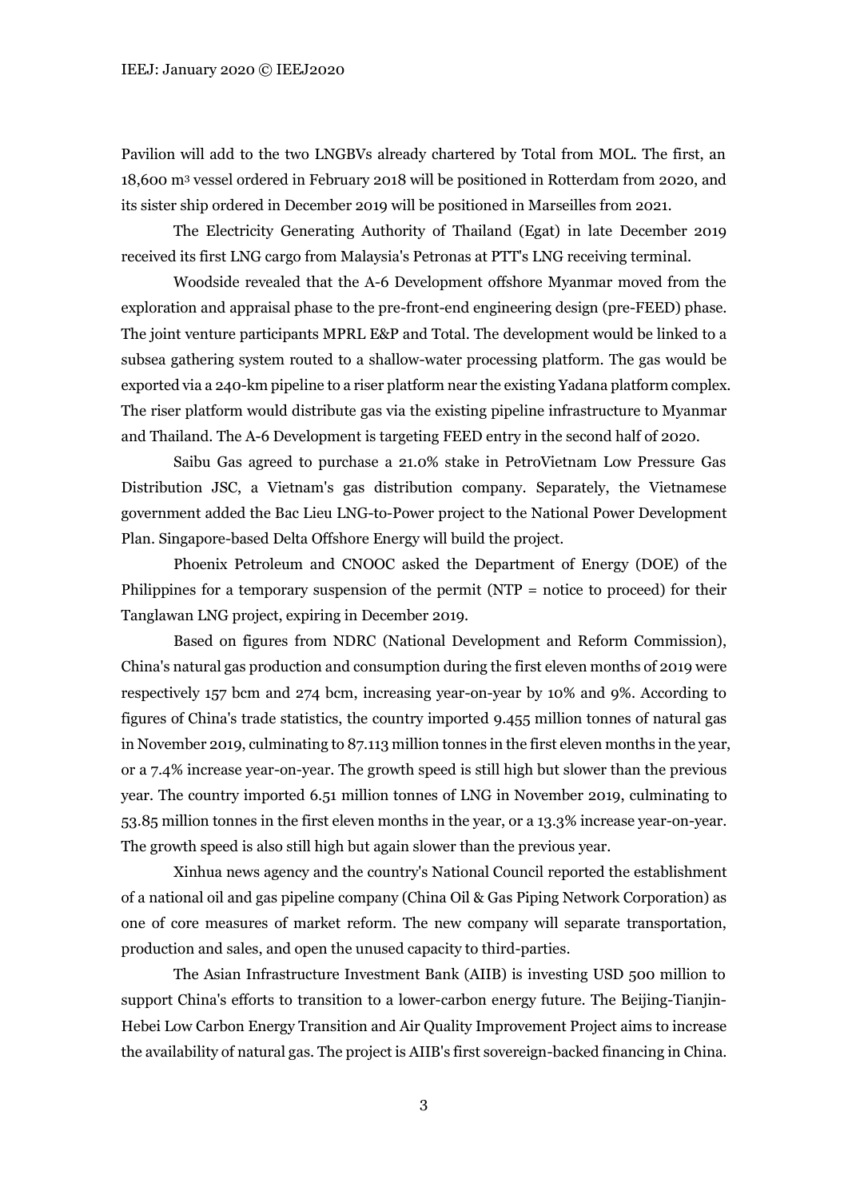Pavilion will add to the two LNGBVs already chartered by Total from MOL. The first, an 18,600 $m^3$ vessel ordered in February 2018 will be positioned in Rotterdam from 2020, and its sister ship ordered in December 2019 will be positioned in Marseilles from 2021.

The Electricity Generating Authority of Thailand (Egat) in late December 2019 received its first LNG cargo from Malaysia's Petronas at PTT's LNG receiving terminal.

Woodside revealed that the A-6 Development offshore Myanmar moved from the exploration and appraisal phase to the pre-front-end engineering design (pre-FEED) phase. The joint venture participants MPRL E&P and Total. The development would be linked to a subsea gathering system routed to a shallow-water processing platform. The gas would be exported via a 240-km pipeline to a riser platform near the existing Yadana platform complex. The riser platform would distribute gas via the existing pipeline infrastructure to Myanmar and Thailand. The A-6 Development is targeting FEED entry in the second half of 2020.

Saibu Gas agreed to purchase a 21.0% stake in PetroVietnam Low Pressure Gas Distribution JSC, a Vietnam's gas distribution company. Separately, the Vietnamese government added the Bac Lieu LNG-to-Power project to the National Power Development Plan. Singapore-based Delta Offshore Energy will build the project.

Phoenix Petroleum and CNOOC asked the Department of Energy (DOE) of the Philippines for a temporary suspension of the permit (NTP = notice to proceed) for their Tanglawan LNG project, expiring in December 2019.

Based on figures from NDRC (National Development and Reform Commission), China's natural gas production and consumption during the first eleven months of 2019 were respectively 157 bcm and 274 bcm, increasing year-on-year by 10% and 9%. According to figures of China's trade statistics, the country imported 9.455 million tonnes of natural gas in November 2019, culminating to 87.113 million tonnes in the first eleven months in the year, or a 7.4% increase year-on-year. The growth speed is still high but slower than the previous year. The country imported 6.51 million tonnes of LNG in November 2019, culminating to 53.85 million tonnes in the first eleven months in the year, or a 13.3% increase year-on-year. The growth speed is also still high but again slower than the previous year.

Xinhua news agency and the country's National Council reported the establishment of a national oil and gas pipeline company (China Oil & Gas Piping Network Corporation) as one of core measures of market reform. The new company will separate transportation, production and sales, and open the unused capacity to third-parties.

The Asian Infrastructure Investment Bank (AIIB) is investing USD 500 million to support China's efforts to transition to a lower-carbon energy future. The Beijing-Tianjin-Hebei Low Carbon Energy Transition and Air Quality Improvement Project aims to increase the availability of natural gas. The project is AIIB's first sovereign-backed financing in China.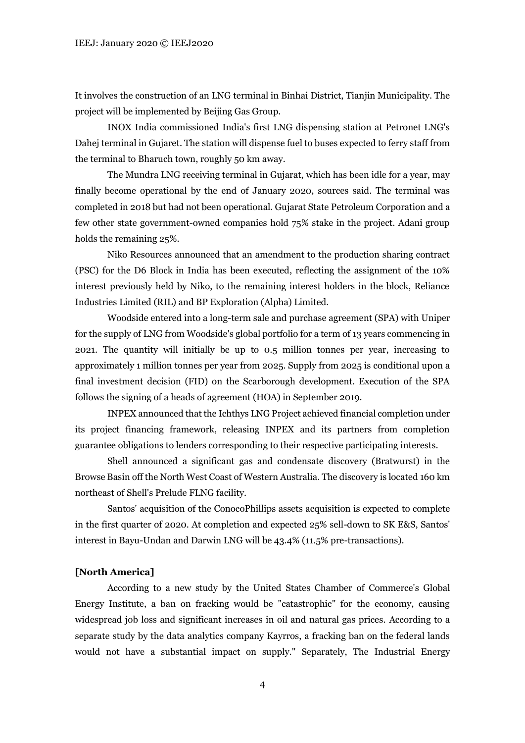It involves the construction of an LNG terminal in Binhai District, Tianjin Municipality. The project will be implemented by Beijing Gas Group.

INOX India commissioned India's first LNG dispensing station at Petronet LNG's Dahej terminal in Gujaret. The station will dispense fuel to buses expected to ferry staff from the terminal to Bharuch town, roughly 50 km away.

The Mundra LNG receiving terminal in Gujarat, which has been idle for a year, may finally become operational by the end of January 2020, sources said. The terminal was completed in 2018 but had not been operational. Gujarat State Petroleum Corporation and a few other state government-owned companies hold 75% stake in the project. Adani group holds the remaining 25%.

Niko Resources announced that an amendment to the production sharing contract (PSC) for the D6 Block in India has been executed, reflecting the assignment of the 10% interest previously held by Niko, to the remaining interest holders in the block, Reliance Industries Limited (RIL) and BP Exploration (Alpha) Limited.

Woodside entered into a long-term sale and purchase agreement (SPA) with Uniper for the supply of LNG from Woodside's global portfolio for a term of 13 years commencing in 2021. The quantity will initially be up to 0.5 million tonnes per year, increasing to approximately 1 million tonnes per year from 2025. Supply from 2025 is conditional upon a final investment decision (FID) on the Scarborough development. Execution of the SPA follows the signing of a heads of agreement (HOA) in September 2019.

INPEX announced that the Ichthys LNG Project achieved financial completion under its project financing framework, releasing INPEX and its partners from completion guarantee obligations to lenders corresponding to their respective participating interests.

Shell announced a significant gas and condensate discovery (Bratwurst) in the Browse Basin off the North West Coast of Western Australia. The discovery is located 160 km northeast of Shell's Prelude FLNG facility.

Santos' acquisition of the ConocoPhillips assets acquisition is expected to complete in the first quarter of 2020. At completion and expected 25% sell-down to SK E&S, Santos' interest in Bayu-Undan and Darwin LNG will be 43.4% (11.5% pre-transactions).

**[North America]**

According to a new study by the United States Chamber of Commerce's Global Energy Institute, a ban on fracking would be "catastrophic" for the economy, causing widespread job loss and significant increases in oil and natural gas prices. According to a separate study by the data analytics company Kayrros, a fracking ban on the federal lands would not have a substantial impact on supply." Separately, The Industrial Energy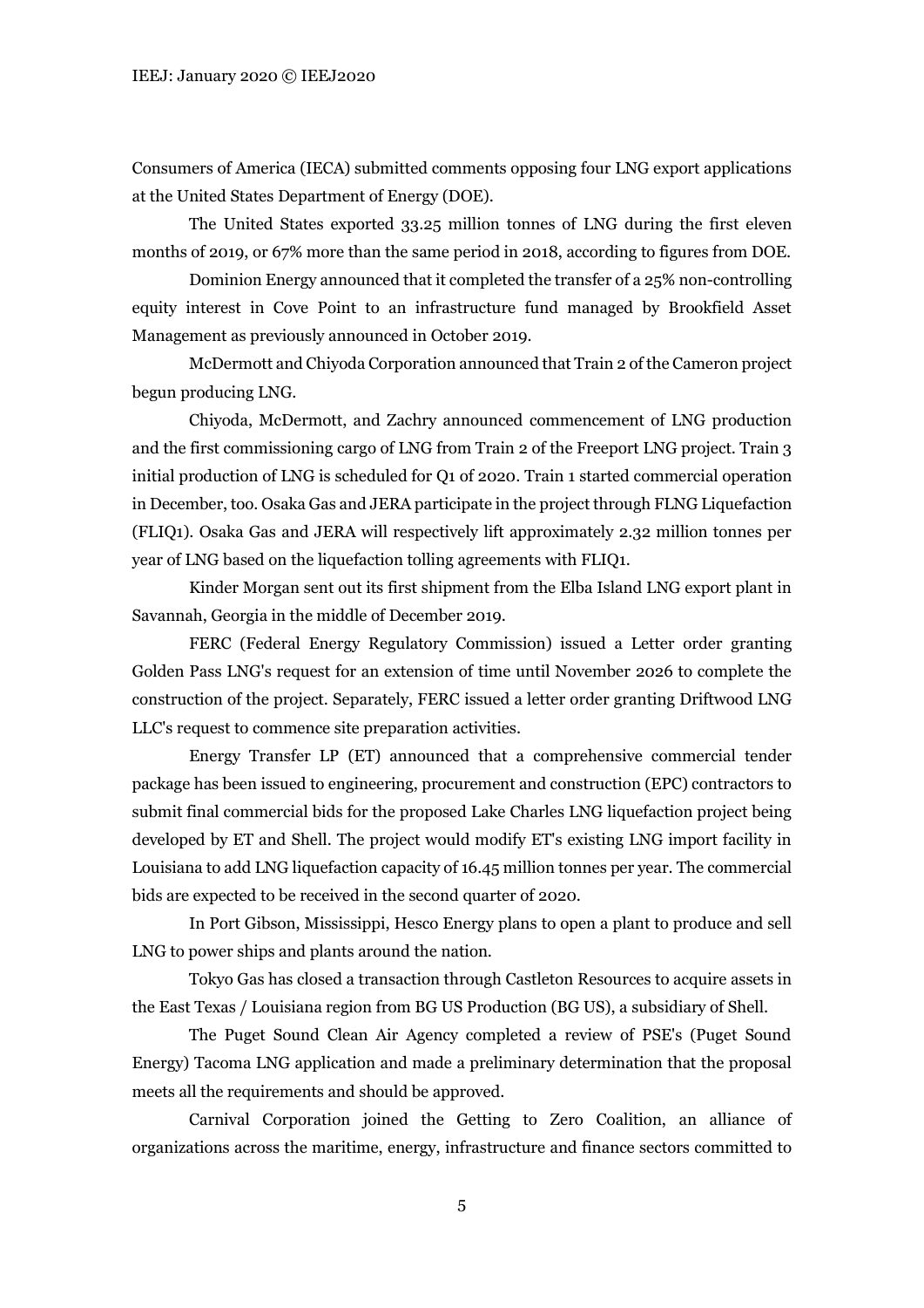Consumers of America (IECA) submitted comments opposing four LNG export applications at the United States Department of Energy (DOE).

The United States exported 33.25 million tonnes of LNG during the first eleven months of 2019, or 67% more than the same period in 2018, according to figures from DOE.

Dominion Energy announced that it completed the transfer of a 25% non-controlling equity interest in Cove Point to an infrastructure fund managed by Brookfield Asset Management as previously announced in October 2019.

McDermott and Chiyoda Corporation announced that Train 2 of the Cameron project begun producing LNG.

Chiyoda, McDermott, and Zachry announced commencement of LNG production and the first commissioning cargo of LNG from Train 2 of the Freeport LNG project. Train 3 initial production of LNG is scheduled for Q1 of 2020. Train 1 started commercial operation in December, too. Osaka Gas and JERA participate in the project through FLNG Liquefaction (FLIQ1). Osaka Gas and JERA will respectively lift approximately 2.32 million tonnes per year of LNG based on the liquefaction tolling agreements with FLIQ1.

Kinder Morgan sent out its first shipment from the Elba Island LNG export plant in Savannah, Georgia in the middle of December 2019.

FERC (Federal Energy Regulatory Commission) issued a Letter order granting Golden Pass LNG's request for an extension of time until November 2026 to complete the construction of the project. Separately, FERC issued a letter order granting Driftwood LNG LLC's request to commence site preparation activities.

Energy Transfer LP (ET) announced that a comprehensive commercial tender package has been issued to engineering, procurement and construction (EPC) contractors to submit final commercial bids for the proposed Lake Charles LNG liquefaction project being developed by ET and Shell. The project would modify ET's existing LNG import facility in Louisiana to add LNG liquefaction capacity of 16.45 million tonnes per year. The commercial bids are expected to be received in the second quarter of 2020.

In Port Gibson, Mississippi, Hesco Energy plans to open a plant to produce and sell LNG to power ships and plants around the nation.

Tokyo Gas has closed a transaction through Castleton Resources to acquire assets in the East Texas / Louisiana region from BG US Production (BG US), a subsidiary of Shell.

The Puget Sound Clean Air Agency completed a review of PSE's (Puget Sound Energy) Tacoma LNG application and made a preliminary determination that the proposal meets all the requirements and should be approved.

Carnival Corporation joined the Getting to Zero Coalition, an alliance of organizations across the maritime, energy, infrastructure and finance sectors committed to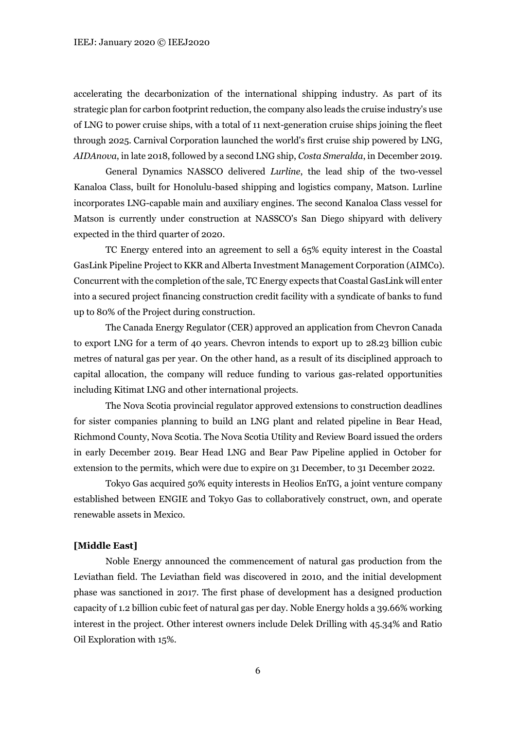accelerating the decarbonization of the international shipping industry. As part of its strategic plan for carbon footprint reduction, the company also leads the cruise industry's use of LNG to power cruise ships, with a total of 11 next-generation cruise ships joining the fleet through 2025. Carnival Corporation launched the world's first cruise ship powered by LNG, *AIDAnova*, in late 2018, followed by a second LNG ship, *Costa Smeralda*, in December 2019.

General Dynamics NASSCO delivered *Lurline*, the lead ship of the two-vessel Kanaloa Class, built for Honolulu-based shipping and logistics company, Matson. Lurline incorporates LNG-capable main and auxiliary engines. The second Kanaloa Class vessel for Matson is currently under construction at NASSCO's San Diego shipyard with delivery expected in the third quarter of 2020.

TC Energy entered into an agreement to sell a 65% equity interest in the Coastal GasLink Pipeline Project to KKR and Alberta Investment Management Corporation (AIMCo). Concurrent with the completion of the sale, TC Energy expects that Coastal GasLink will enter into a secured project financing construction credit facility with a syndicate of banks to fund up to 80% of the Project during construction.

The Canada Energy Regulator (CER) approved an application from Chevron Canada to export LNG for a term of 40 years. Chevron intends to export up to 28.23 billion cubic metres of natural gas per year. On the other hand, as a result of its disciplined approach to capital allocation, the company will reduce funding to various gas-related opportunities including Kitimat LNG and other international projects.

The Nova Scotia provincial regulator approved extensions to construction deadlines for sister companies planning to build an LNG plant and related pipeline in Bear Head, Richmond County, Nova Scotia. The Nova Scotia Utility and Review Board issued the orders in early December 2019. Bear Head LNG and Bear Paw Pipeline applied in October for extension to the permits, which were due to expire on 31 December, to 31 December 2022.

Tokyo Gas acquired 50% equity interests in Heolios EnTG, a joint venture company established between ENGIE and Tokyo Gas to collaboratively construct, own, and operate renewable assets in Mexico.

**[Middle East]**

Noble Energy announced the commencement of natural gas production from the Leviathan field. The Leviathan field was discovered in 2010, and the initial development phase was sanctioned in 2017. The first phase of development has a designed production capacity of 1.2 billion cubic feet of natural gas per day. Noble Energy holds a 39.66% working interest in the project. Other interest owners include Delek Drilling with 45.34% and Ratio Oil Exploration with 15%.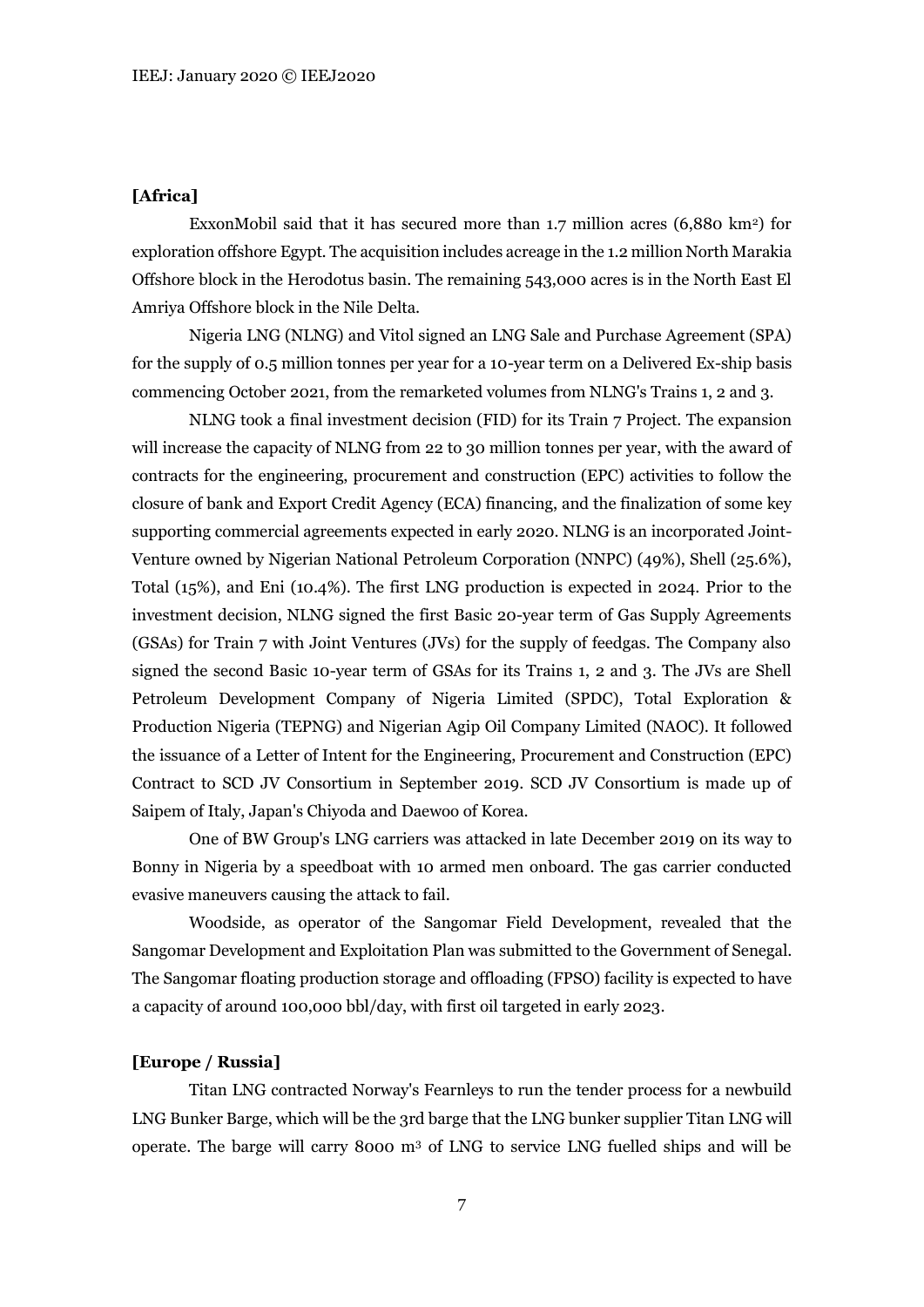**[Africa]**

ExxonMobil said that it has secured more than 1.7 million acres (6,880 $km^2$) for exploration offshore Egypt. The acquisition includes acreage in the 1.2 million North Marakia Offshore block in the Herodotus basin. The remaining 543,000 acres is in the North East El Amriya Offshore block in the Nile Delta.

Nigeria LNG (NLNG) and Vitol signed an LNG Sale and Purchase Agreement (SPA) for the supply of 0.5 million tonnes per year for a 10-year term on a Delivered Ex-ship basis commencing October 2021, from the remarketed volumes from NLNG's Trains 1, 2 and 3.

NLNG took a final investment decision (FID) for its Train 7 Project. The expansion will increase the capacity of NLNG from 22 to 30 million tonnes per year, with the award of contracts for the engineering, procurement and construction (EPC) activities to follow the closure of bank and Export Credit Agency (ECA) financing, and the finalization of some key supporting commercial agreements expected in early 2020. NLNG is an incorporated Joint-Venture owned by Nigerian National Petroleum Corporation (NNPC) (49%), Shell (25.6%), Total (15%), and Eni (10.4%). The first LNG production is expected in 2024. Prior to the investment decision, NLNG signed the first Basic 20-year term of Gas Supply Agreements (GSAs) for Train 7 with Joint Ventures (JVs) for the supply of feedgas. The Company also signed the second Basic 10-year term of GSAs for its Trains 1, 2 and 3. The JVs are Shell Petroleum Development Company of Nigeria Limited (SPDC), Total Exploration & Production Nigeria (TEPNG) and Nigerian Agip Oil Company Limited (NAOC). It followed the issuance of a Letter of Intent for the Engineering, Procurement and Construction (EPC) Contract to SCD JV Consortium in September 2019. SCD JV Consortium is made up of Saipem of Italy, Japan's Chiyoda and Daewoo of Korea.

One of BW Group's LNG carriers was attacked in late December 2019 on its way to Bonny in Nigeria by a speedboat with 10 armed men onboard. The gas carrier conducted evasive maneuvers causing the attack to fail.

Woodside, as operator of the Sangomar Field Development, revealed that the Sangomar Development and Exploitation Plan was submitted to the Government of Senegal. The Sangomar floating production storage and offloading (FPSO) facility is expected to have a capacity of around 100,000 bbl/day, with first oil targeted in early 2023.

**[Europe / Russia]**

Titan LNG contracted Norway's Fearnleys to run the tender process for a newbuild LNG Bunker Barge, which will be the 3rd barge that the LNG bunker supplier Titan LNG will operate. The barge will carry 8000 $m^3$ of LNG to service LNG fuelled ships and will be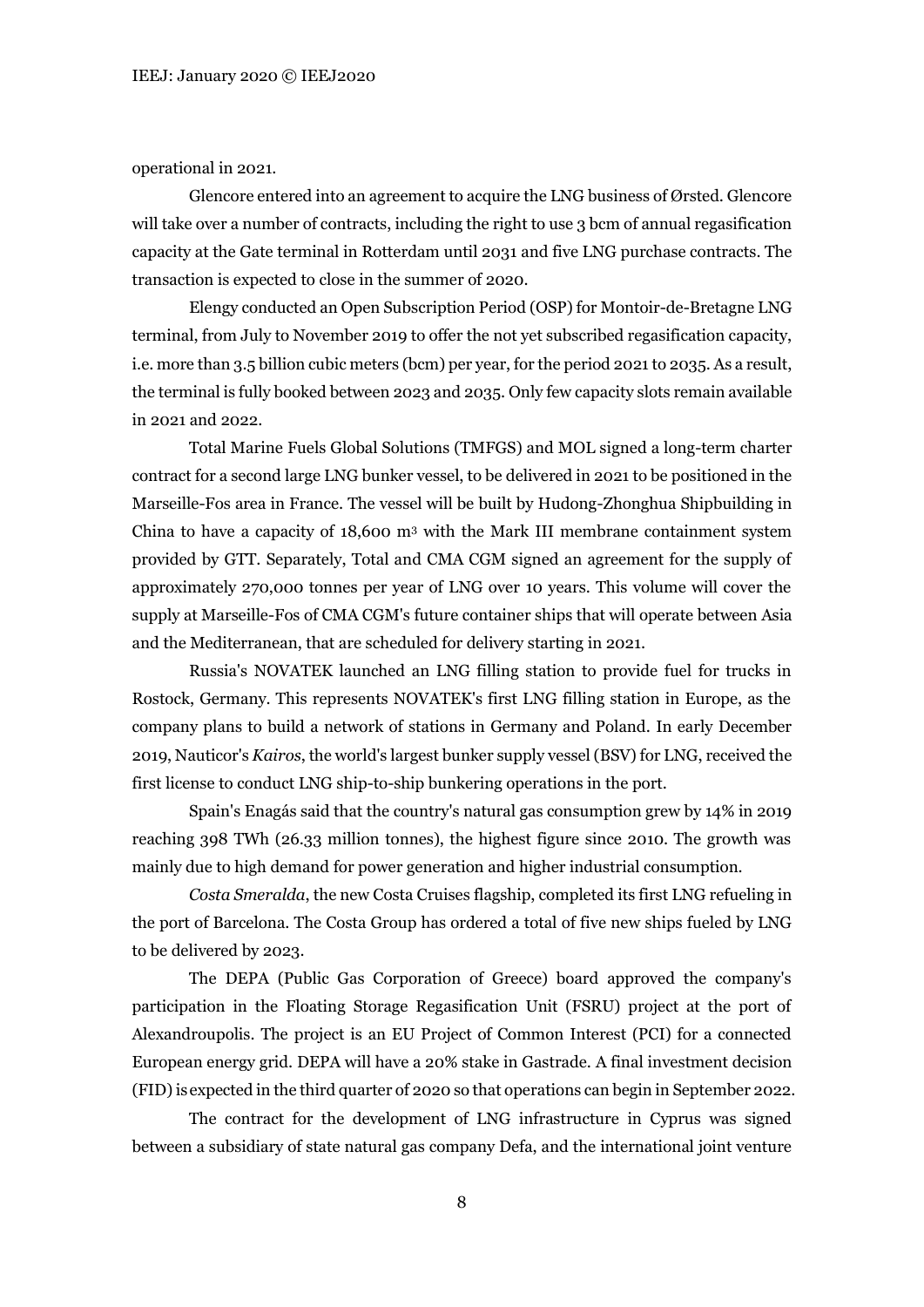operational in 2021.

Glencore entered into an agreement to acquire the LNG business of Ørsted. Glencore will take over a number of contracts, including the right to use 3 bcm of annual regasification capacity at the Gate terminal in Rotterdam until 2031 and five LNG purchase contracts. The transaction is expected to close in the summer of 2020.

Elengy conducted an Open Subscription Period (OSP) for Montoir-de-Bretagne LNG terminal, from July to November 2019 to offer the not yet subscribed regasification capacity, i.e. more than 3.5 billion cubic meters (bcm) per year, for the period 2021 to 2035. As a result, the terminal is fully booked between 2023 and 2035. Only few capacity slots remain available in 2021 and 2022.

Total Marine Fuels Global Solutions (TMFGS) and MOL signed a long-term charter contract for a second large LNG bunker vessel, to be delivered in 2021 to be positioned in the Marseille-Fos area in France. The vessel will be built by Hudong-Zhonghua Shipbuilding in China to have a capacity of 18,600 $m^3$ with the Mark III membrane containment system provided by GTT. Separately, Total and CMA CGM signed an agreement for the supply of approximately 270,000 tonnes per year of LNG over 10 years. This volume will cover the supply at Marseille-Fos of CMA CGM's future container ships that will operate between Asia and the Mediterranean, that are scheduled for delivery starting in 2021.

Russia's NOVATEK launched an LNG filling station to provide fuel for trucks in Rostock, Germany. This represents NOVATEK's first LNG filling station in Europe, as the company plans to build a network of stations in Germany and Poland. In early December 2019, Nauticor's *Kairos*, the world's largest bunker supply vessel (BSV) for LNG, received the first license to conduct LNG ship-to-ship bunkering operations in the port.

Spain's Enagás said that the country's natural gas consumption grew by 14% in 2019 reaching 398 TWh (26.33 million tonnes), the highest figure since 2010. The growth was mainly due to high demand for power generation and higher industrial consumption.

*Costa Smeralda*, the new Costa Cruises flagship, completed its first LNG refueling in the port of Barcelona. The Costa Group has ordered a total of five new ships fueled by LNG to be delivered by 2023.

The DEPA (Public Gas Corporation of Greece) board approved the company's participation in the Floating Storage Regasification Unit (FSRU) project at the port of Alexandroupolis. The project is an EU Project of Common Interest (PCI) for a connected European energy grid. DEPA will have a 20% stake in Gastrade. A final investment decision (FID) is expected in the third quarter of 2020 so that operations can begin in September 2022.

The contract for the development of LNG infrastructure in Cyprus was signed between a subsidiary of state natural gas company Defa, and the international joint venture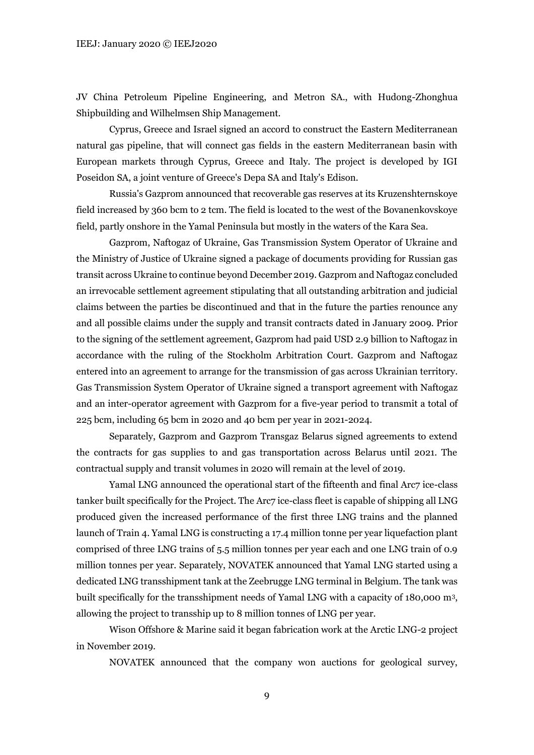JV China Petroleum Pipeline Engineering, and Metron SA., with Hudong-Zhonghua Shipbuilding and Wilhelmsen Ship Management.

Cyprus, Greece and Israel signed an accord to construct the Eastern Mediterranean natural gas pipeline, that will connect gas fields in the eastern Mediterranean basin with European markets through Cyprus, Greece and Italy. The project is developed by IGI Poseidon SA, a joint venture of Greece's Depa SA and Italy's Edison.

Russia's Gazprom announced that recoverable gas reserves at its Kruzenshternskoye field increased by 360 bcm to 2 tcm. The field is located to the west of the Bovanenkovskoye field, partly onshore in the Yamal Peninsula but mostly in the waters of the Kara Sea.

Gazprom, Naftogaz of Ukraine, Gas Transmission System Operator of Ukraine and the Ministry of Justice of Ukraine signed a package of documents providing for Russian gas transit across Ukraine to continue beyond December 2019. Gazprom and Naftogaz concluded an irrevocable settlement agreement stipulating that all outstanding arbitration and judicial claims between the parties be discontinued and that in the future the parties renounce any and all possible claims under the supply and transit contracts dated in January 2009. Prior to the signing of the settlement agreement, Gazprom had paid USD 2.9 billion to Naftogaz in accordance with the ruling of the Stockholm Arbitration Court. Gazprom and Naftogaz entered into an agreement to arrange for the transmission of gas across Ukrainian territory. Gas Transmission System Operator of Ukraine signed a transport agreement with Naftogaz and an inter-operator agreement with Gazprom for a five-year period to transmit a total of 225 bcm, including 65 bcm in 2020 and 40 bcm per year in 2021-2024.

Separately, Gazprom and Gazprom Transgaz Belarus signed agreements to extend the contracts for gas supplies to and gas transportation across Belarus until 2021. The contractual supply and transit volumes in 2020 will remain at the level of 2019.

Yamal LNG announced the operational start of the fifteenth and final Arc7 ice-class tanker built specifically for the Project. The Arc7 ice-class fleet is capable of shipping all LNG produced given the increased performance of the first three LNG trains and the planned launch of Train 4. Yamal LNG is constructing a 17.4 million tonne per year liquefaction plant comprised of three LNG trains of 5.5 million tonnes per year each and one LNG train of 0.9 million tonnes per year. Separately, NOVATEK announced that Yamal LNG started using a dedicated LNG transshipment tank at the Zeebrugge LNG terminal in Belgium. The tank was built specifically for the transshipment needs of Yamal LNG with a capacity of 180,000 $m^3$, allowing the project to transship up to 8 million tonnes of LNG per year.

Wison Offshore & Marine said it began fabrication work at the Arctic LNG-2 project in November 2019.

NOVATEK announced that the company won auctions for geological survey,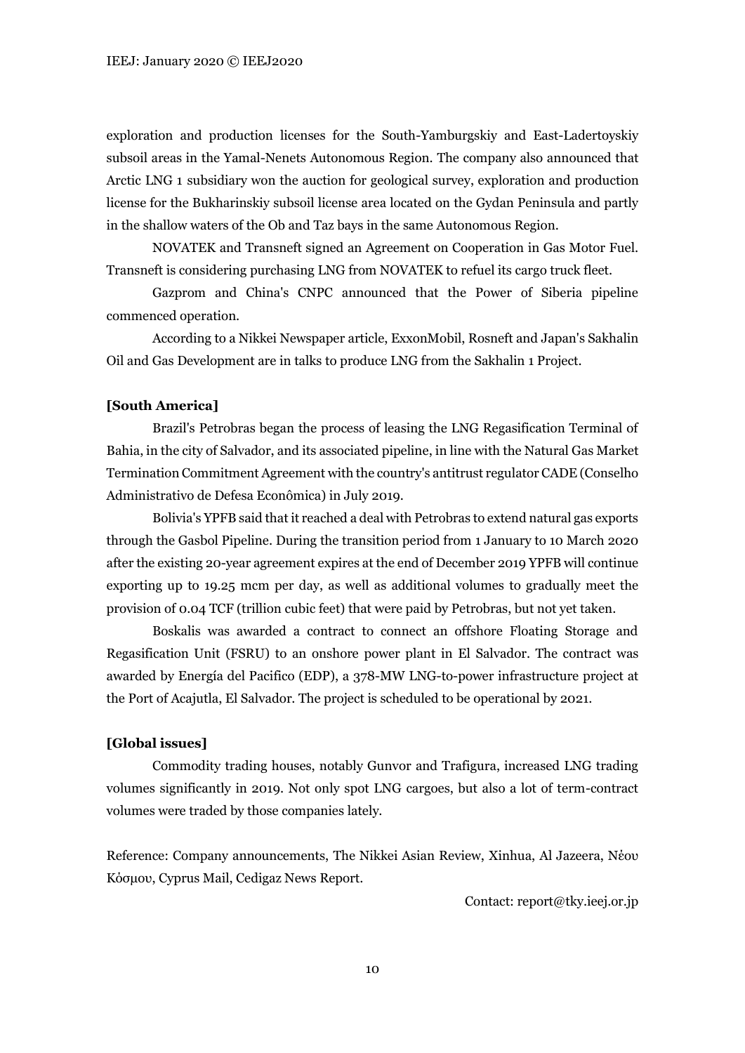exploration and production licenses for the South-Yamburgskiy and East-Ladertoyskiy subsoil areas in the Yamal-Nenets Autonomous Region. The company also announced that Arctic LNG 1 subsidiary won the auction for geological survey, exploration and production license for the Bukharinskiy subsoil license area located on the Gydan Peninsula and partly in the shallow waters of the Ob and Taz bays in the same Autonomous Region.

NOVATEK and Transneft signed an Agreement on Cooperation in Gas Motor Fuel. Transneft is considering purchasing LNG from NOVATEK to refuel its cargo truck fleet.

Gazprom and China's CNPC announced that the Power of Siberia pipeline commenced operation.

According to a Nikkei Newspaper article, ExxonMobil, Rosneft and Japan's Sakhalin Oil and Gas Development are in talks to produce LNG from the Sakhalin 1 Project.

**[South America]**

Brazil's Petrobras began the process of leasing the LNG Regasification Terminal of Bahia, in the city of Salvador, and its associated pipeline, in line with the Natural Gas Market Termination Commitment Agreement with the country's antitrust regulator CADE (Conselho Administrativo de Defesa Econômica) in July 2019.

Bolivia's YPFB said that it reached a deal with Petrobras to extend natural gas exports through the Gasbol Pipeline. During the transition period from 1 January to 10 March 2020 after the existing 20-year agreement expires at the end of December 2019 YPFB will continue exporting up to 19.25 mcm per day, as well as additional volumes to gradually meet the provision of 0.04 TCF (trillion cubic feet) that were paid by Petrobras, but not yet taken.

Boskalis was awarded a contract to connect an offshore Floating Storage and Regasification Unit (FSRU) to an onshore power plant in El Salvador. The contract was awarded by Energía del Pacifico (EDP), a 378-MW LNG-to-power infrastructure project at the Port of Acajutla, El Salvador. The project is scheduled to be operational by 2021.

**[Global issues]**

Commodity trading houses, notably Gunvor and Trafigura, increased LNG trading volumes significantly in 2019. Not only spot LNG cargoes, but also a lot of term-contract volumes were traded by those companies lately.

Reference: Company announcements, The Nikkei Asian Review, Xinhua, Al Jazeera, Νέου Κόσμου, Cyprus Mail, Cedigaz News Report.

Contact: report@tky.ieej.or.jp